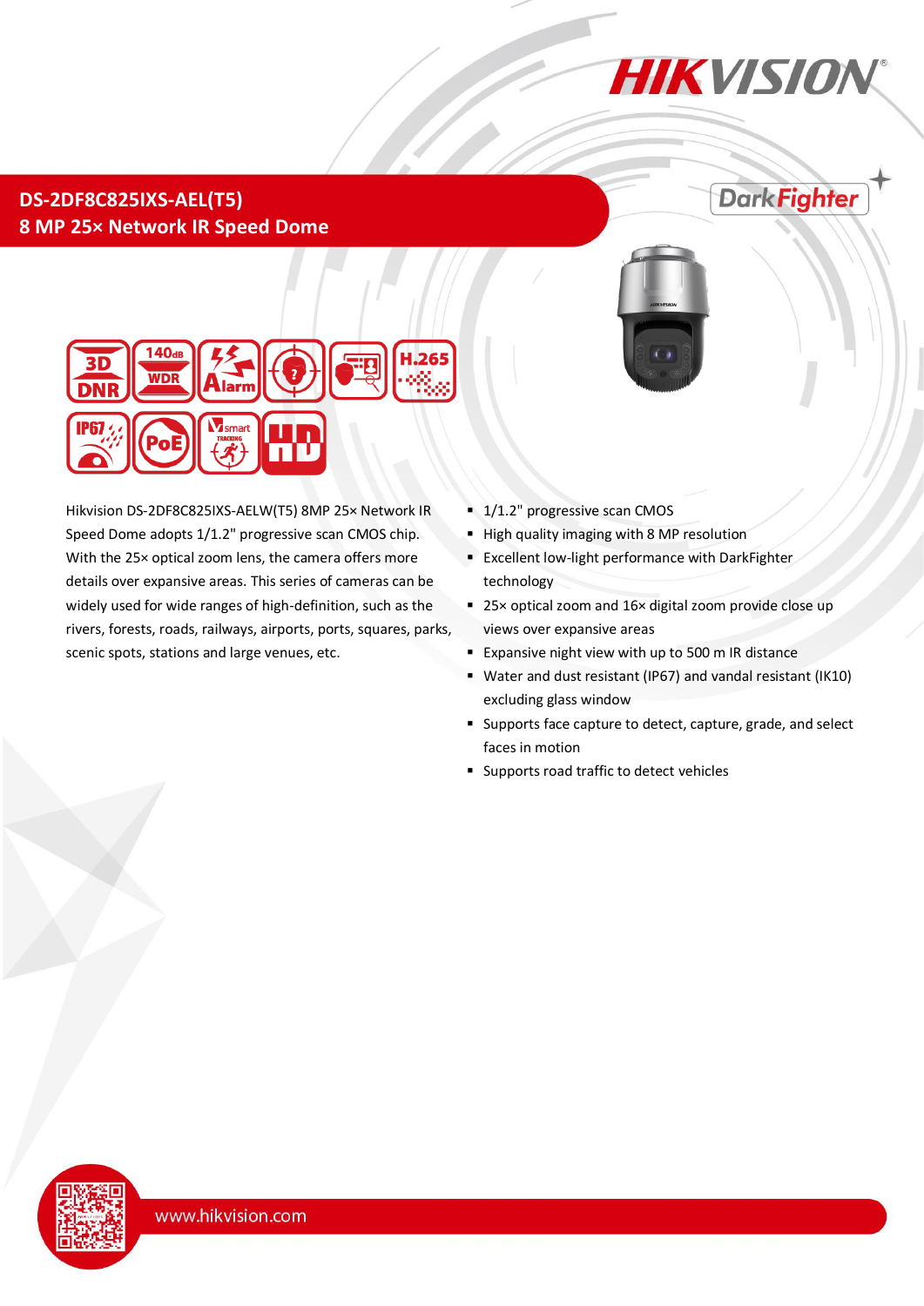# DS-2DF8C825IXS-AEL(T5)

## 8 MP 25× Network IR Speed Dome

Hikvision DS-2DF8C825IXS-AELW(T5) 8MP 25× Network IR Speed Dome adopts 1/1.2" progressive scan CMOS chip. With the 25× optical zoom lens, the camera offers more details over expansive areas. This series of cameras can be widely used for wide ranges of high-definition, such as the rivers, forests, roads, railways, airports, ports, squares, parks, scenic spots, stations and large venues, etc.

- 1/1.2" progressive scan CMOS
- High quality imaging with 8 MP resolution
- Excellent low-light performance with DarkFighter technology
- 25× optical zoom and 16× digital zoom provide close up views over expansive areas
- Expansive night view with up to 500 m IR distance
- Water and dust resistant (IP67) and vandal resistant (IK10) excluding glass window
- Supports face capture to detect, capture, grade, and select faces in motion
- Supports road traffic to detect vehicles

www.hikvision.com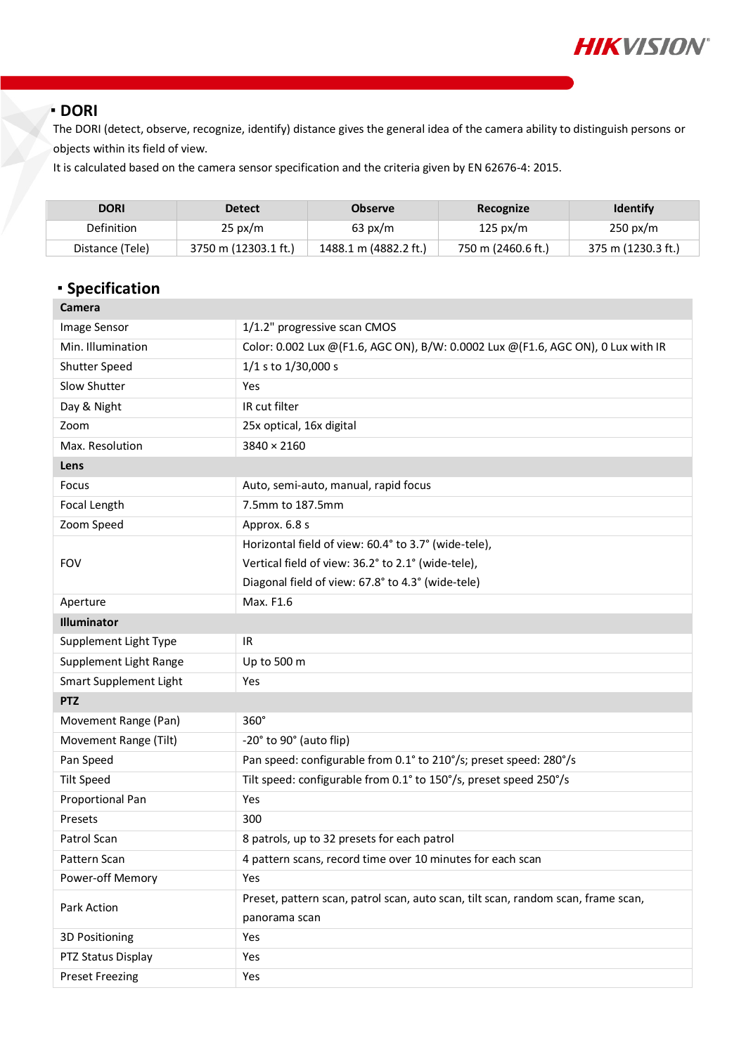## DORI

The DORI (detect, observe, recognize, identify) distance gives the general idea of the camera ability to distinguish persons or objects within its field of view.

It is calculated based on the camera sensor specification and the criteria given by EN 62676-4: 2015.

| DORI | Detect | Observe | Recognize | Identify |
|---|---|---|---|---|
| Definition | 25 px/m | 63 px/m | 125 px/m | 250 px/m |
| Distance (Tele) | 3750 m (12303.1 ft.) | 1488.1 m (4882.2 ft.) | 750 m (2460.6 ft.) | 375 m (1230.3 ft.) |

## Specification

| **Camera** | |
|---|---|
| Image Sensor | 1/1.2" progressive scan CMOS |
| Min. Illumination | Color: 0.002 Lux @(F1.6, AGC ON), B/W: 0.0002 Lux @(F1.6, AGC ON), 0 Lux with IR |
| Shutter Speed | 1/1 s to 1/30,000 s |
| Slow Shutter | Yes |
| Day & Night | IR cut filter |
| Zoom | 25x optical, 16x digital |
| Max. Resolution | 3840 × 2160 |
| **Lens** | |
| Focus | Auto, semi-auto, manual, rapid focus |
| Focal Length | 7.5mm to 187.5mm |
| Zoom Speed | Approx. 6.8 s |
| FOV | Horizontal field of view: 60.4° to 3.7° (wide-tele), Vertical field of view: 36.2° to 2.1° (wide-tele), Diagonal field of view: 67.8° to 4.3° (wide-tele) |
| Aperture | Max. F1.6 |
| **Illuminator** | |
| Supplement Light Type | IR |
| Supplement Light Range | Up to 500 m |
| Smart Supplement Light | Yes |
| **PTZ** | |
| Movement Range (Pan) | 360° |
| Movement Range (Tilt) | -20° to 90° (auto flip) |
| Pan Speed | Pan speed: configurable from 0.1° to 210°/s; preset speed: 280°/s |
| Tilt Speed | Tilt speed: configurable from 0.1° to 150°/s, preset speed 250°/s |
| Proportional Pan | Yes |
| Presets | 300 |
| Patrol Scan | 8 patrols, up to 32 presets for each patrol |
| Pattern Scan | 4 pattern scans, record time over 10 minutes for each scan |
| Power-off Memory | Yes |
| Park Action | Preset, pattern scan, patrol scan, auto scan, tilt scan, random scan, frame scan, panorama scan |
| 3D Positioning | Yes |
| PTZ Status Display | Yes |
| Preset Freezing | Yes |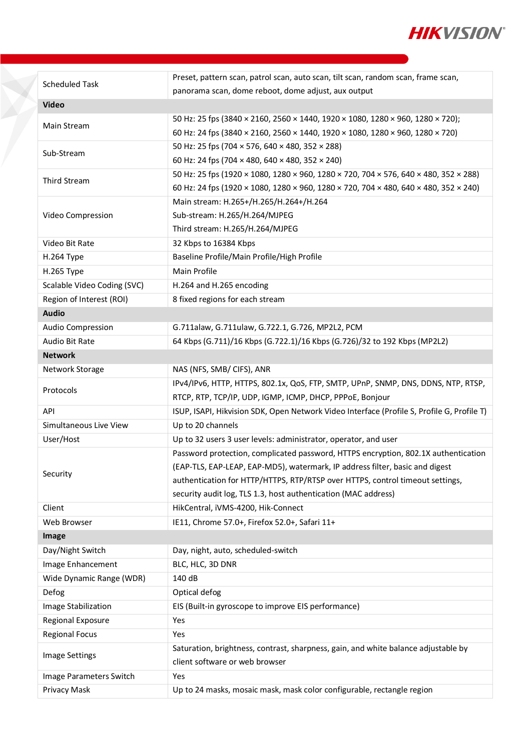| | |
|---|---|
| Scheduled Task | Preset, pattern scan, patrol scan, auto scan, tilt scan, random scan, frame scan, panorama scan, dome reboot, dome adjust, aux output |
| **Video** | |
| Main Stream | 50 Hz: 25 fps (3840 × 2160, 2560 × 1440, 1920 × 1080, 1280 × 960, 1280 × 720);<br>60 Hz: 24 fps (3840 × 2160, 2560 × 1440, 1920 × 1080, 1280 × 960, 1280 × 720) |
| Sub-Stream | 50 Hz: 25 fps (704 × 576, 640 × 480, 352 × 288)<br>60 Hz: 24 fps (704 × 480, 640 × 480, 352 × 240) |
| Third Stream | 50 Hz: 25 fps (1920 × 1080, 1280 × 960, 1280 × 720, 704 × 576, 640 × 480, 352 × 288)<br>60 Hz: 24 fps (1920 × 1080, 1280 × 960, 1280 × 720, 704 × 480, 640 × 480, 352 × 240) |
| Video Compression | Main stream: H.265+/H.265/H.264+/H.264<br>Sub-stream: H.265/H.264/MJPEG<br>Third stream: H.265/H.264/MJPEG |
| Video Bit Rate | 32 Kbps to 16384 Kbps |
| H.264 Type | Baseline Profile/Main Profile/High Profile |
| H.265 Type | Main Profile |
| Scalable Video Coding (SVC) | H.264 and H.265 encoding |
| Region of Interest (ROI) | 8 fixed regions for each stream |
| **Audio** | |
| Audio Compression | G.711alaw, G.711ulaw, G.722.1, G.726, MP2L2, PCM |
| Audio Bit Rate | 64 Kbps (G.711)/16 Kbps (G.722.1)/16 Kbps (G.726)/32 to 192 Kbps (MP2L2) |
| **Network** | |
| Network Storage | NAS (NFS, SMB/ CIFS), ANR |
| Protocols | IPv4/IPv6, HTTP, HTTPS, 802.1x, QoS, FTP, SMTP, UPnP, SNMP, DNS, DDNS, NTP, RTSP, RTCP, RTP, TCP/IP, UDP, IGMP, ICMP, DHCP, PPPoE, Bonjour |
| API | ISUP, ISAPI, Hikvision SDK, Open Network Video Interface (Profile S, Profile G, Profile T) |
| Simultaneous Live View | Up to 20 channels |
| User/Host | Up to 32 users 3 user levels: administrator, operator, and user |
| Security | Password protection, complicated password, HTTPS encryption, 802.1X authentication (EAP-TLS, EAP-LEAP, EAP-MD5), watermark, IP address filter, basic and digest authentication for HTTP/HTTPS, RTP/RTSP over HTTPS, control timeout settings, security audit log, TLS 1.3, host authentication (MAC address) |
| Client | HikCentral, iVMS-4200, Hik-Connect |
| Web Browser | IE11, Chrome 57.0+, Firefox 52.0+, Safari 11+ |
| **Image** | |
| Day/Night Switch | Day, night, auto, scheduled-switch |
| Image Enhancement | BLC, HLC, 3D DNR |
| Wide Dynamic Range (WDR) | 140 dB |
| Defog | Optical defog |
| Image Stabilization | EIS (Built-in gyroscope to improve EIS performance) |
| Regional Exposure | Yes |
| Regional Focus | Yes |
| Image Settings | Saturation, brightness, contrast, sharpness, gain, and white balance adjustable by client software or web browser |
| Image Parameters Switch | Yes |
| Privacy Mask | Up to 24 masks, mosaic mask, mask color configurable, rectangle region |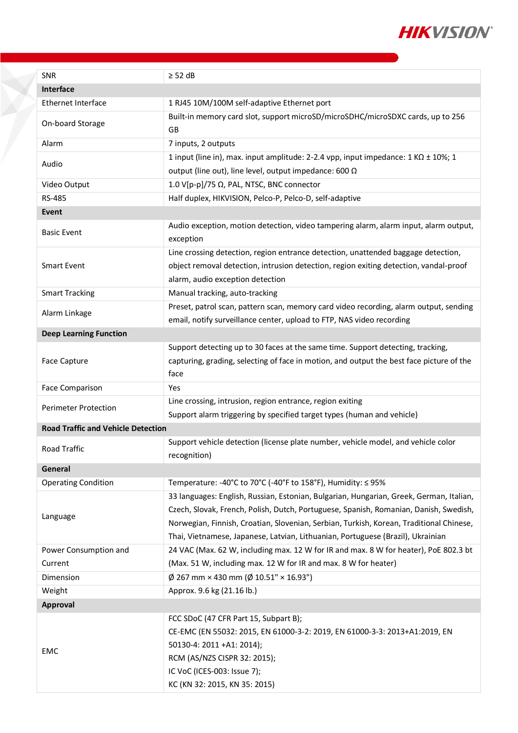| | |
|---|---|
| SNR | ≥ 52 dB |
| **Interface** | |
| Ethernet Interface | 1 RJ45 10M/100M self-adaptive Ethernet port |
| On-board Storage | Built-in memory card slot, support microSD/microSDHC/microSDXC cards, up to 256 GB |
| Alarm | 7 inputs, 2 outputs |
| Audio | 1 input (line in), max. input amplitude: 2-2.4 vpp, input impedance: 1 KΩ ± 10%; 1 output (line out), line level, output impedance: 600 Ω |
| Video Output | 1.0 V[p-p]/75 Ω, PAL, NTSC, BNC connector |
| RS-485 | Half duplex, HIKVISION, Pelco-P, Pelco-D, self-adaptive |
| **Event** | |
| Basic Event | Audio exception, motion detection, video tampering alarm, alarm input, alarm output, exception |
| Smart Event | Line crossing detection, region entrance detection, unattended baggage detection, object removal detection, intrusion detection, region exiting detection, vandal-proof alarm, audio exception detection |
| Smart Tracking | Manual tracking, auto-tracking |
| Alarm Linkage | Preset, patrol scan, pattern scan, memory card video recording, alarm output, sending email, notify surveillance center, upload to FTP, NAS video recording |
| **Deep Learning Function** | |
| Face Capture | Support detecting up to 30 faces at the same time. Support detecting, tracking, capturing, grading, selecting of face in motion, and output the best face picture of the face |
| Face Comparison | Yes |
| Perimeter Protection | Line crossing, intrusion, region entrance, region exiting<br>Support alarm triggering by specified target types (human and vehicle) |
| **Road Traffic and Vehicle Detection** | |
| Road Traffic | Support vehicle detection (license plate number, vehicle model, and vehicle color recognition) |
| **General** | |
| Operating Condition | Temperature: -40°C to 70°C (-40°F to 158°F), Humidity: ≤ 95% |
| Language | 33 languages: English, Russian, Estonian, Bulgarian, Hungarian, Greek, German, Italian, Czech, Slovak, French, Polish, Dutch, Portuguese, Spanish, Romanian, Danish, Swedish, Norwegian, Finnish, Croatian, Slovenian, Serbian, Turkish, Korean, Traditional Chinese, Thai, Vietnamese, Japanese, Latvian, Lithuanian, Portuguese (Brazil), Ukrainian |
| Power Consumption and Current | 24 VAC (Max. 62 W, including max. 12 W for IR and max. 8 W for heater), PoE 802.3 bt (Max. 51 W, including max. 12 W for IR and max. 8 W for heater) |
| Dimension | Ø 267 mm × 430 mm (Ø 10.51" × 16.93") |
| Weight | Approx. 9.6 kg (21.16 lb.) |
| **Approval** | |
| EMC | FCC SDoC (47 CFR Part 15, Subpart B);<br>CE-EMC (EN 55032: 2015, EN 61000-3-2: 2019, EN 61000-3-3: 2013+A1:2019, EN 50130-4: 2011 +A1: 2014);<br>RCM (AS/NZS CISPR 32: 2015);<br>IC VoC (ICES-003: Issue 7);<br>KC (KN 32: 2015, KN 35: 2015) |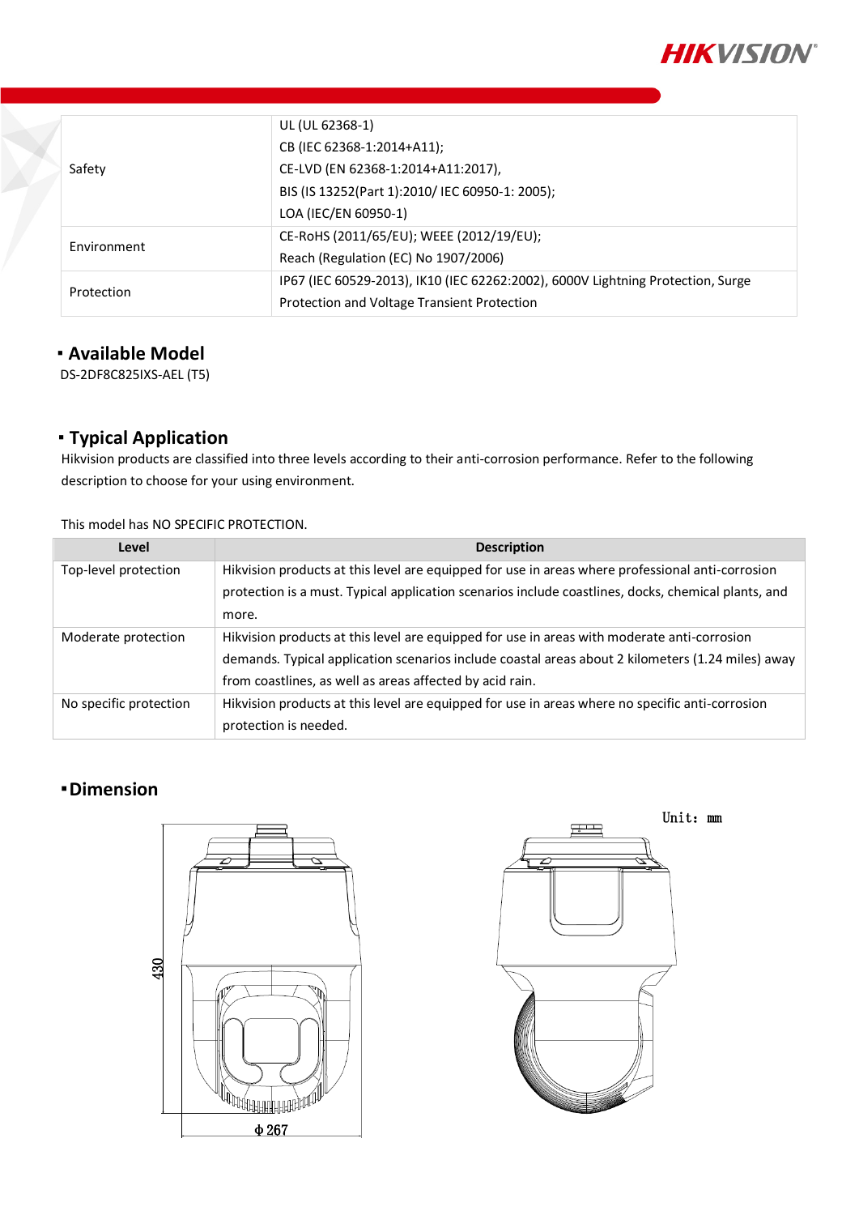| | |
|---|---|
| Safety | UL (UL 62368-1)<br>CB (IEC 62368-1:2014+A11);<br>CE-LVD (EN 62368-1:2014+A11:2017),<br>BIS (IS 13252(Part 1):2010/ IEC 60950-1: 2005);<br>LOA (IEC/EN 60950-1) |
| Environment | CE-RoHS (2011/65/EU); WEEE (2012/19/EU);<br>Reach (Regulation (EC) No 1907/2006) |
| Protection | IP67 (IEC 60529-2013), IK10 (IEC 62262:2002), 6000V Lightning Protection, Surge Protection and Voltage Transient Protection |

## ▪ Available Model

DS-2DF8C825IXS-AEL (T5)

## ▪ Typical Application

Hikvision products are classified into three levels according to their anti-corrosion performance. Refer to the following description to choose for your using environment.

This model has NO SPECIFIC PROTECTION.

| Level | Description |
|---|---|
| Top-level protection | Hikvision products at this level are equipped for use in areas where professional anti-corrosion protection is a must. Typical application scenarios include coastlines, docks, chemical plants, and more. |
| Moderate protection | Hikvision products at this level are equipped for use in areas with moderate anti-corrosion demands. Typical application scenarios include coastal areas about 2 kilometers (1.24 miles) away from coastlines, as well as areas affected by acid rain. |
| No specific protection | Hikvision products at this level are equipped for use in areas where no specific anti-corrosion protection is needed. |

## ▪ Dimension

Unit: mm

430

Φ267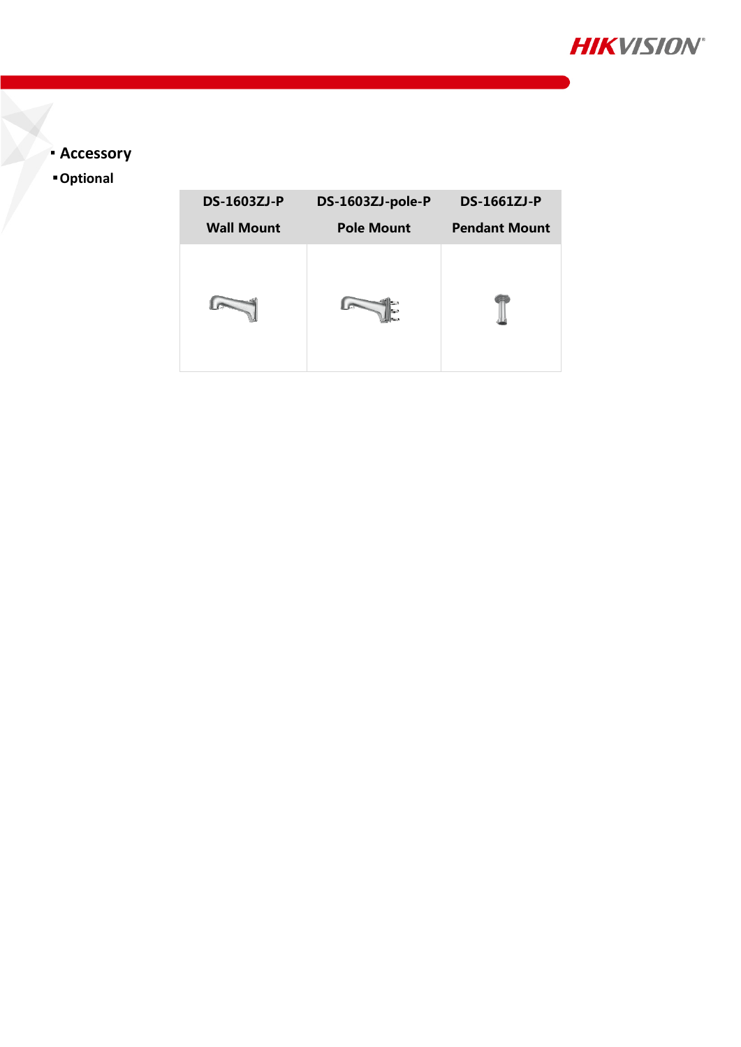## Accessory

### Optional

| DS-1603ZJ-P Wall Mount | DS-1603ZJ-pole-P Pole Mount | DS-1661ZJ-P Pendant Mount |
|---|---|---|
| | | |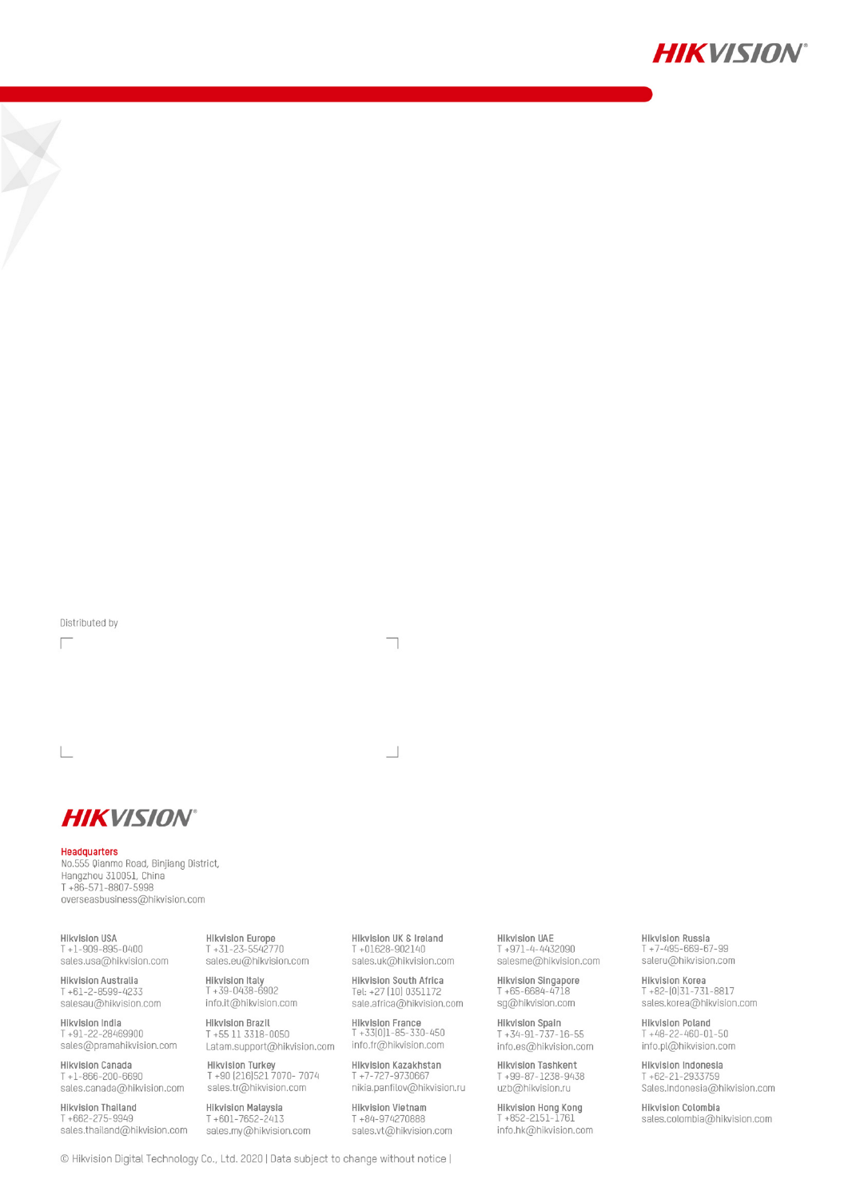Distributed by

**HIKVISION**

**Headquarters**
No.555 Qianmo Road, Binjiang District,
Hangzhou 310051, China
T +86-571-8807-5998
overseasbusiness@hikvision.com

**Hikvision USA**
T +1-909-895-0400
sales.usa@hikvision.com

**Hikvision Australia**
T +61-2-8599-4233
salesau@hikvision.com

**Hikvision India**
T +91-22-28469900
sales@pramahikvision.com

**Hikvision Canada**
T +1-866-200-6690
sales.canada@hikvision.com

**Hikvision Thailand**
T +662-275-9949
sales.thailand@hikvision.com

**Hikvision Europe**
T +31-23-5542770
sales.eu@hikvision.com

**Hikvision Italy**
T +39-0438-6902
info.it@hikvision.com

**Hikvision Brazil**
T +55 11 3318-0050
Latam.support@hikvision.com

**Hikvision Turkey**
T +90 (216)521 7070- 7074
sales.tr@hikvision.com

**Hikvision Malaysia**
T +601-7652-2413
sales.my@hikvision.com

**Hikvision UK & Ireland**
T +01628-902140
sales.uk@hikvision.com

**Hikvision South Africa**
Tel: +27 (10) 0351172
sale.africa@hikvision.com

**Hikvision France**
T +33(0)1-85-330-450
info.fr@hikvision.com

**Hikvision Kazakhstan**
T +7-727-9730667
nikia.panfilov@hikvision.ru

**Hikvision Vietnam**
T +84-974270888
sales.vt@hikvision.com

**Hikvision UAE**
T +971-4-4432090
salesme@hikvision.com

**Hikvision Singapore**
T +65-6684-4718
sg@hikvision.com

**Hikvision Spain**
T +34-91-737-16-55
info.es@hikvision.com

**Hikvision Tashkent**
T +99-87-1238-9438
uzb@hikvision.ru

**Hikvision Hong Kong**
T +852-2151-1761
info.hk@hikvision.com

**Hikvision Russia**
T +7-495-669-67-99
saleru@hikvision.com

**Hikvision Korea**
T +82-(0)31-731-8817
sales.korea@hikvision.com

**Hikvision Poland**
T +48-22-460-01-50
info.pl@hikvision.com

**Hikvision Indonesia**
T +62-21-2933759
Sales.Indonesia@hikvision.com

**Hikvision Colombia**
sales.colombia@hikvision.com

© Hikvision Digital Technology Co., Ltd. 2020 | Data subject to change without notice |